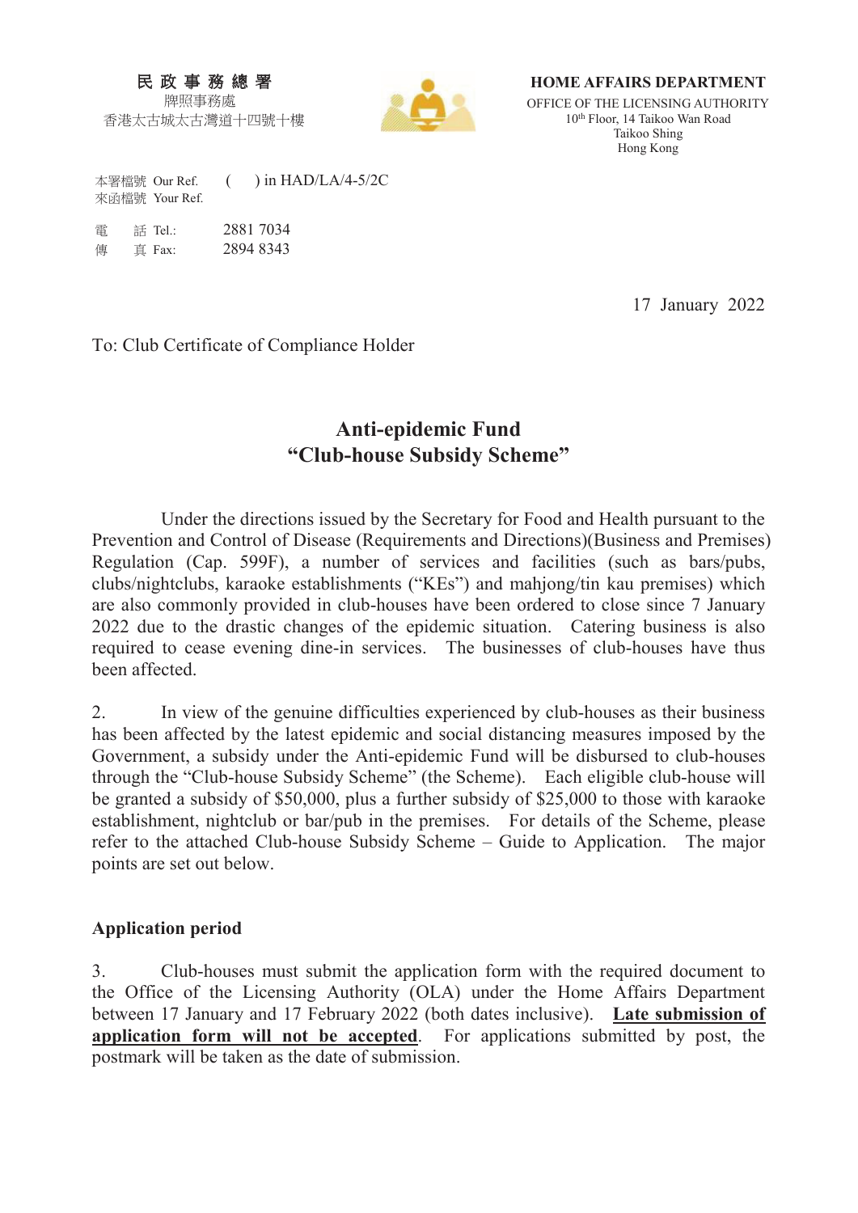**民政事務總署**
牌照事務處
香港太古城太古灣道十四號十樓

**HOME AFFAIRS DEPARTMENT**
OFFICE OF THE LICENSING AUTHORITY
10th Floor, 14 Taikoo Wan Road
Taikoo Shing
Hong Kong

本署檔號 Our Ref. ( ) in HAD/LA/4-5/2C
來函檔號 Your Ref.

電 話 Tel.: 2881 7034
傳 真 Fax: 2894 8343

17 January 2022

To: Club Certificate of Compliance Holder

# Anti-epidemic Fund "Club-house Subsidy Scheme"

Under the directions issued by the Secretary for Food and Health pursuant to the Prevention and Control of Disease (Requirements and Directions)(Business and Premises) Regulation (Cap. 599F), a number of services and facilities (such as bars/pubs, clubs/nightclubs, karaoke establishments ("KEs") and mahjong/tin kau premises) which are also commonly provided in club-houses have been ordered to close since 7 January 2022 due to the drastic changes of the epidemic situation. Catering business is also required to cease evening dine-in services. The businesses of club-houses have thus been affected.

2. In view of the genuine difficulties experienced by club-houses as their business has been affected by the latest epidemic and social distancing measures imposed by the Government, a subsidy under the Anti-epidemic Fund will be disbursed to club-houses through the "Club-house Subsidy Scheme" (the Scheme). Each eligible club-house will be granted a subsidy of $50,000, plus a further subsidy of $25,000 to those with karaoke establishment, nightclub or bar/pub in the premises. For details of the Scheme, please refer to the attached Club-house Subsidy Scheme – Guide to Application. The major points are set out below.

**Application period**

3. Club-houses must submit the application form with the required document to the Office of the Licensing Authority (OLA) under the Home Affairs Department between 17 January and 17 February 2022 (both dates inclusive). **Late submission of application form will not be accepted**. For applications submitted by post, the postmark will be taken as the date of submission.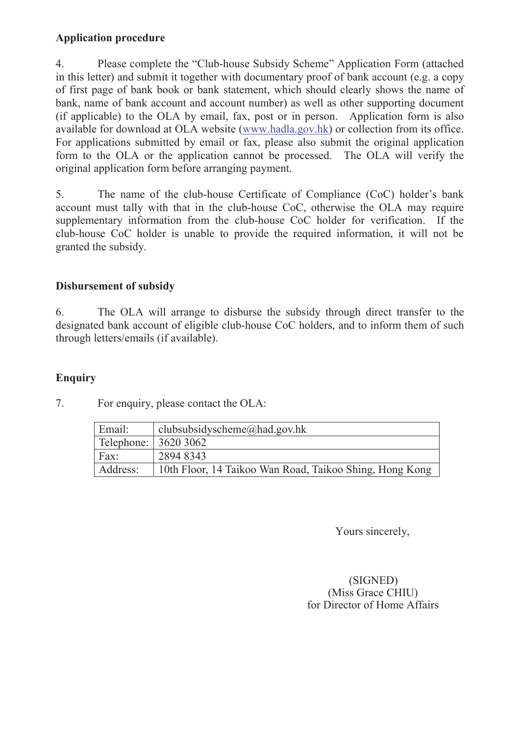**Application procedure**

4. Please complete the "Club-house Subsidy Scheme" Application Form (attached in this letter) and submit it together with documentary proof of bank account (e.g. a copy of first page of bank book or bank statement, which should clearly shows the name of bank, name of bank account and account number) as well as other supporting document (if applicable) to the OLA by email, fax, post or in person. Application form is also available for download at OLA website (www.hadla.gov.hk) or collection from its office. For applications submitted by email or fax, please also submit the original application form to the OLA or the application cannot be processed. The OLA will verify the original application form before arranging payment.

5. The name of the club-house Certificate of Compliance (CoC) holder's bank account must tally with that in the club-house CoC, otherwise the OLA may require supplementary information from the club-house CoC holder for verification. If the club-house CoC holder is unable to provide the required information, it will not be granted the subsidy.

**Disbursement of subsidy**

6. The OLA will arrange to disburse the subsidy through direct transfer to the designated bank account of eligible club-house CoC holders, and to inform them of such through letters/emails (if available).

**Enquiry**

7. For enquiry, please contact the OLA:

| | |
|---|---|
| Email: | clubsubsidyscheme@had.gov.hk |
| Telephone: | 3620 3062 |
| Fax: | 2894 8343 |
| Address: | 10th Floor, 14 Taikoo Wan Road, Taikoo Shing, Hong Kong |

Yours sincerely,

(SIGNED)
(Miss Grace CHIU)
for Director of Home Affairs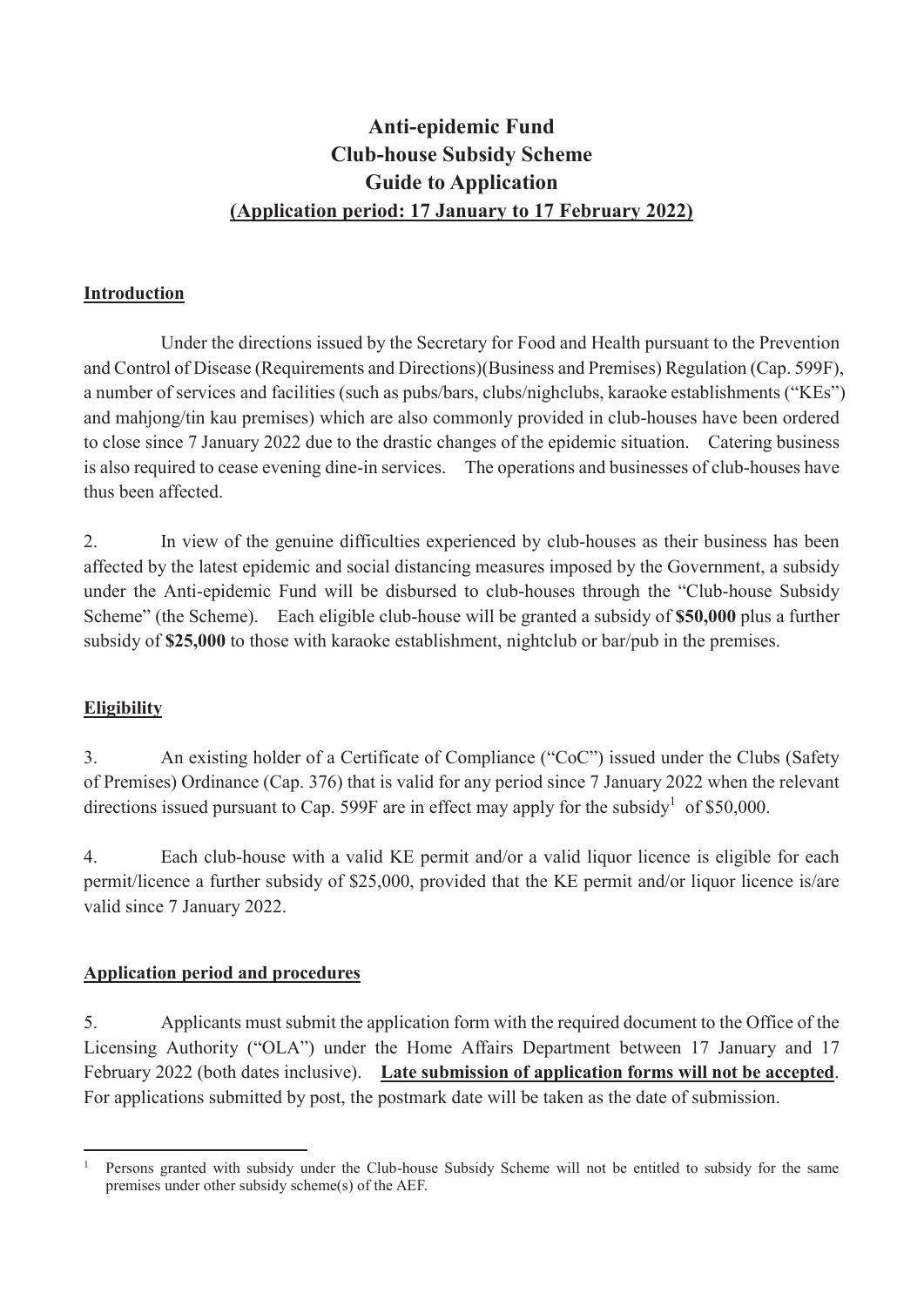# Anti-epidemic Fund
# Club-house Subsidy Scheme
# Guide to Application
# (Application period: 17 January to 17 February 2022)

## Introduction

Under the directions issued by the Secretary for Food and Health pursuant to the Prevention and Control of Disease (Requirements and Directions)(Business and Premises) Regulation (Cap. 599F), a number of services and facilities (such as pubs/bars, clubs/nighclubs, karaoke establishments ("KEs") and mahjong/tin kau premises) which are also commonly provided in club-houses have been ordered to close since 7 January 2022 due to the drastic changes of the epidemic situation. Catering business is also required to cease evening dine-in services. The operations and businesses of club-houses have thus been affected.

2. In view of the genuine difficulties experienced by club-houses as their business has been affected by the latest epidemic and social distancing measures imposed by the Government, a subsidy under the Anti-epidemic Fund will be disbursed to club-houses through the "Club-house Subsidy Scheme" (the Scheme). Each eligible club-house will be granted a subsidy of **$50,000** plus a further subsidy of **$25,000** to those with karaoke establishment, nightclub or bar/pub in the premises.

## Eligibility

3. An existing holder of a Certificate of Compliance ("CoC") issued under the Clubs (Safety of Premises) Ordinance (Cap. 376) that is valid for any period since 7 January 2022 when the relevant directions issued pursuant to Cap. 599F are in effect may apply for the subsidy[1] of $50,000.

4. Each club-house with a valid KE permit and/or a valid liquor licence is eligible for each permit/licence a further subsidy of $25,000, provided that the KE permit and/or liquor licence is/are valid since 7 January 2022.

## Application period and procedures

5. Applicants must submit the application form with the required document to the Office of the Licensing Authority ("OLA") under the Home Affairs Department between 17 January and 17 February 2022 (both dates inclusive). **Late submission of application forms will not be accepted**. For applications submitted by post, the postmark date will be taken as the date of submission.

[1] Persons granted with subsidy under the Club-house Subsidy Scheme will not be entitled to subsidy for the same premises under other subsidy scheme(s) of the AEF.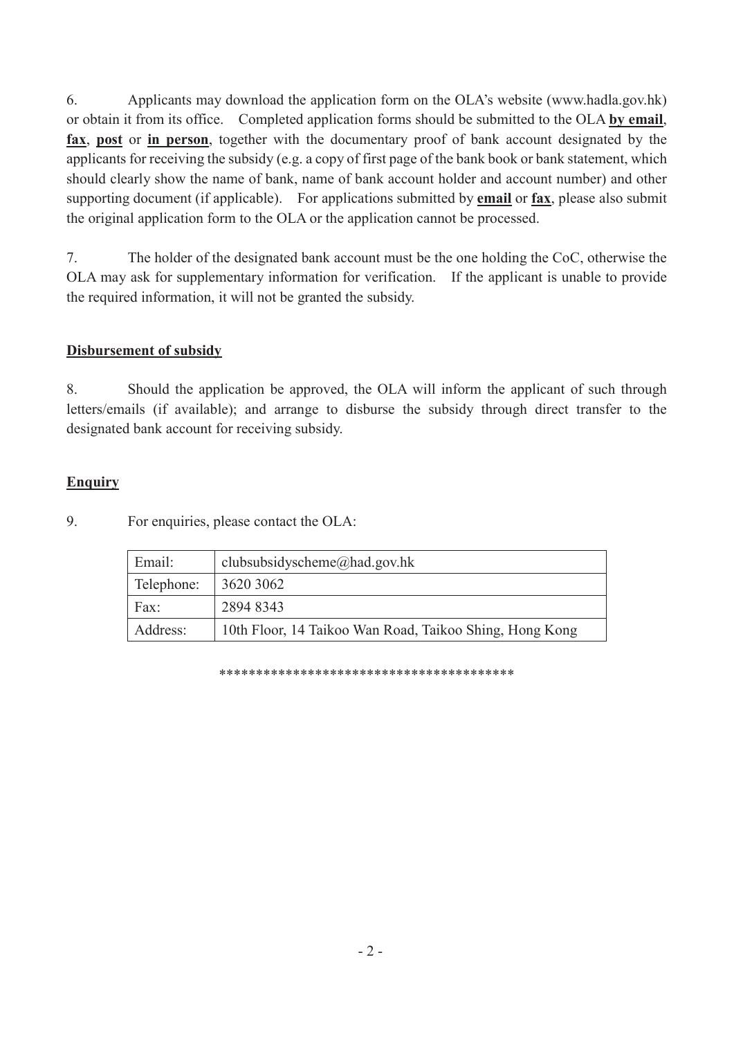6. Applicants may download the application form on the OLA's website (www.hadla.gov.hk) or obtain it from its office. Completed application forms should be submitted to the OLA **by email**, **fax**, **post** or **in person**, together with the documentary proof of bank account designated by the applicants for receiving the subsidy (e.g. a copy of first page of the bank book or bank statement, which should clearly show the name of bank, name of bank account holder and account number) and other supporting document (if applicable). For applications submitted by **email** or **fax**, please also submit the original application form to the OLA or the application cannot be processed.

7. The holder of the designated bank account must be the one holding the CoC, otherwise the OLA may ask for supplementary information for verification. If the applicant is unable to provide the required information, it will not be granted the subsidy.

**Disbursement of subsidy**

8. Should the application be approved, the OLA will inform the applicant of such through letters/emails (if available); and arrange to disburse the subsidy through direct transfer to the designated bank account for receiving subsidy.

**Enquiry**

9. For enquiries, please contact the OLA:

| Email: | clubsubsidyscheme@had.gov.hk |
|---|---|
| Telephone: | 3620 3062 |
| Fax: | 2894 8343 |
| Address: | 10th Floor, 14 Taikoo Wan Road, Taikoo Shing, Hong Kong |

****************************************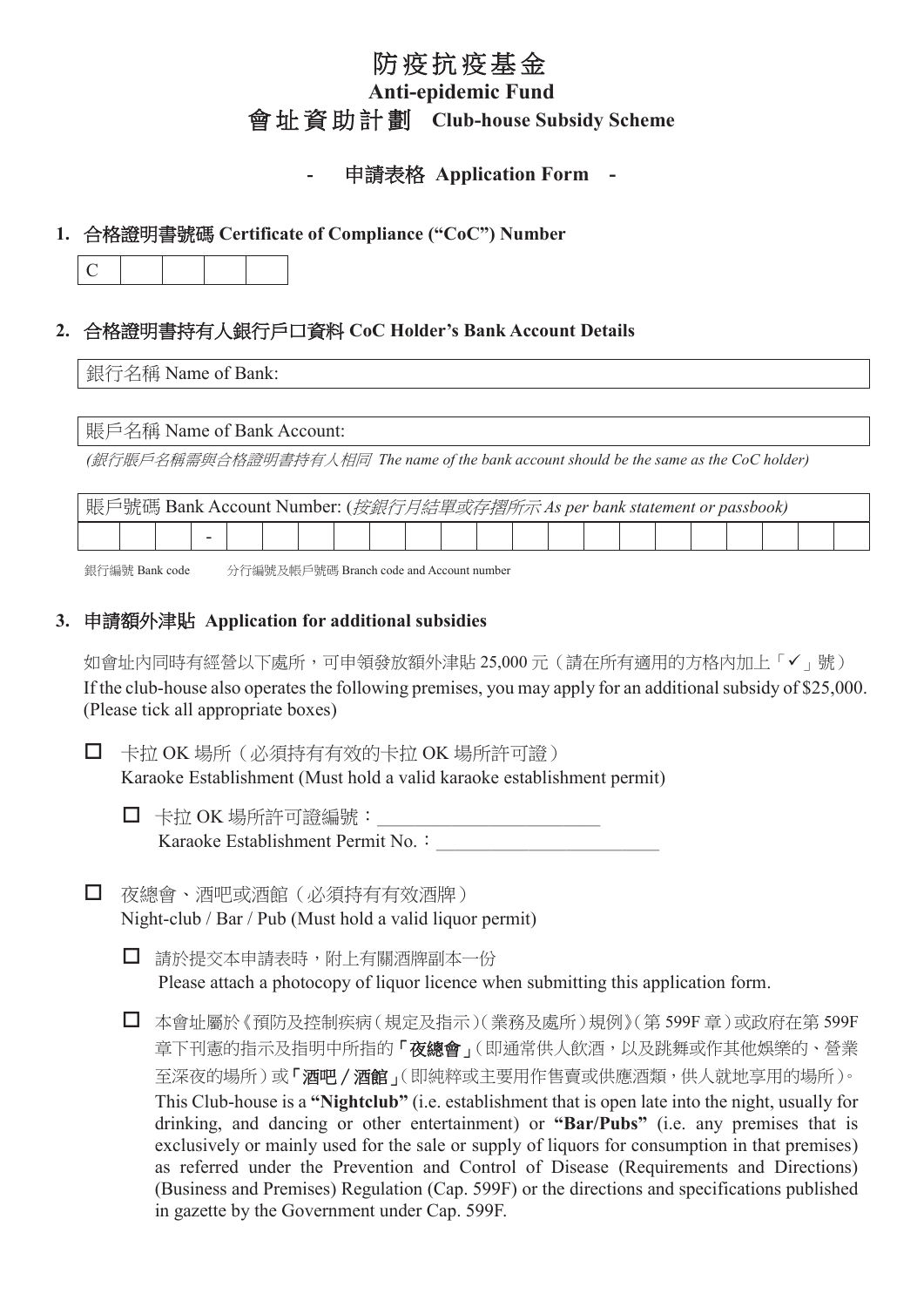# 防疫抗疫基金

## Anti-epidemic Fund

## 會址資助計劃 Club-house Subsidy Scheme

### - 申請表格 Application Form -

**1. 合格證明書號碼 Certificate of Compliance ("CoC") Number**

| C | | | | | |
|---|---|---|---|---|---|

**2. 合格證明書持有人銀行戶口資料 CoC Holder's Bank Account Details**

銀行名稱 Name of Bank:

賬戶名稱 Name of Bank Account:

*(銀行賬戶名稱需與合格證明書持有人相同 The name of the bank account should be the same as the CoC holder)*

賬戶號碼 Bank Account Number: (*按銀行月結單或存摺所示 As per bank statement or passbook)*

| | | | - | | | | | | | | | | | | | | | | | | |
|---|---|---|---|---|---|---|---|---|---|---|---|---|---|---|---|---|---|---|---|---|---|

銀行編號 Bank code　　分行編號及帳戶號碼 Branch code and Account number

**3. 申請額外津貼 Application for additional subsidies**

如會址內同時有經營以下處所，可申領發放額外津貼 25,000 元（請在所有適用的方格內加上「✓」號）
If the club-house also operates the following premises, you may apply for an additional subsidy of $25,000. (Please tick all appropriate boxes)

☐ 卡拉 OK 場所（必須持有有效的卡拉 OK 場所許可證）
Karaoke Establishment (Must hold a valid karaoke establishment permit)

- ☐ 卡拉 OK 場所許可證編號：________________________
  Karaoke Establishment Permit No.：________________________

☐ 夜總會、酒吧或酒館（必須持有有效酒牌）
Night-club / Bar / Pub (Must hold a valid liquor permit)

- ☐ 請於提交本申請表時，附上有關酒牌副本一份
  Please attach a photocopy of liquor licence when submitting this application form.

- ☐ 本會址屬於《預防及控制疾病（規定及指示）（業務及處所）規例》（第 599F 章）或政府在第 599F 章下刊憲的指示及指明中所指的「**夜總會**」（即通常供人飲酒，以及跳舞或作其他娛樂的、營業至深夜的場所）或「**酒吧／酒館**」（即純粹或主要用作售賣或供應酒類，供人就地享用的場所）。
  This Club-house is a **"Nightclub"** (i.e. establishment that is open late into the night, usually for drinking, and dancing or other entertainment) or **"Bar/Pubs"** (i.e. any premises that is exclusively or mainly used for the sale or supply of liquors for consumption in that premises) as referred under the Prevention and Control of Disease (Requirements and Directions) (Business and Premises) Regulation (Cap. 599F) or the directions and specifications published in gazette by the Government under Cap. 599F.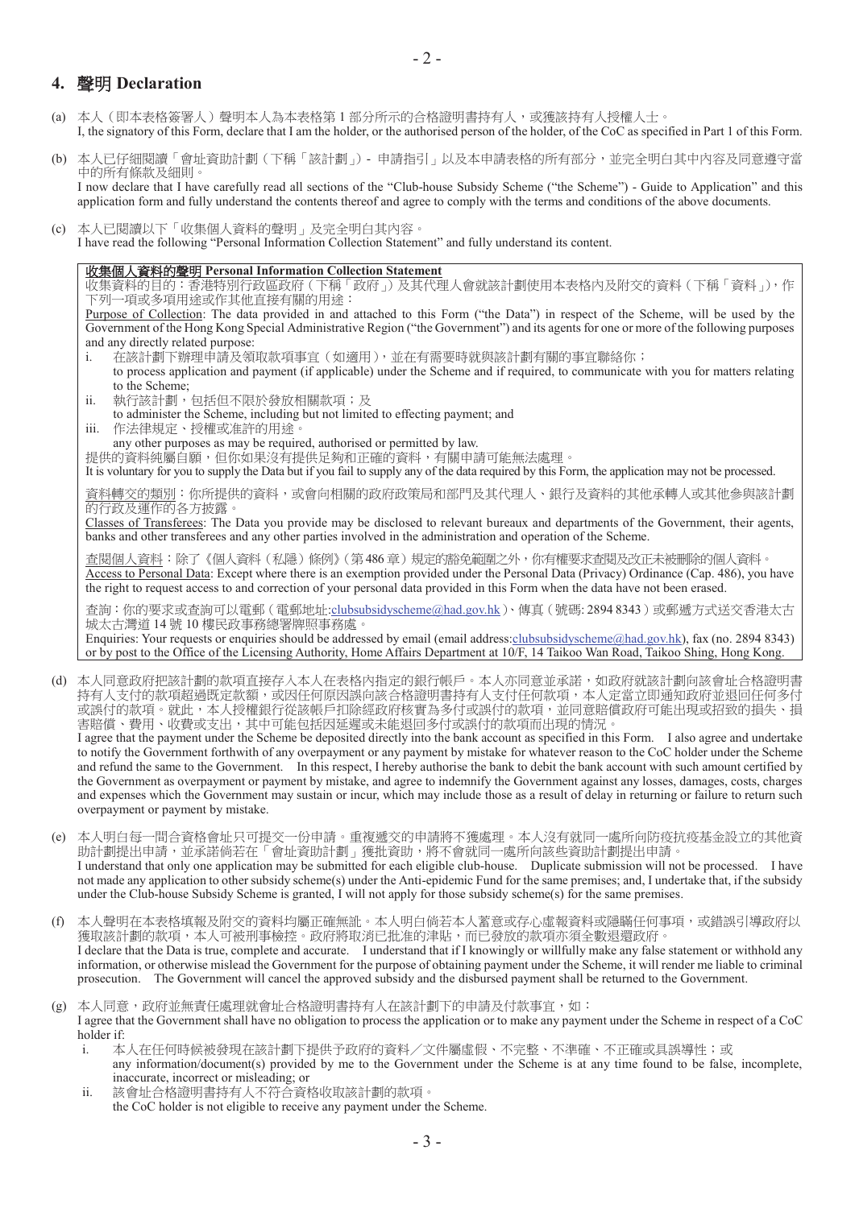## 4. 聲明 Declaration

(a) 本人（即本表格簽署人）聲明本人為本表格第 1 部分所示的合格證明書持有人，或獲該持有人授權人士。
I, the signatory of this Form, declare that I am the holder, or the authorised person of the holder, of the CoC as specified in Part 1 of this Form.

(b) 本人已仔細閱讀「會址資助計劃（下稱「該計劃」）- 申請指引」以及本申請表格的所有部分，並完全明白其中內容及同意遵守當中的所有條款及細則。
I now declare that I have carefully read all sections of the "Club-house Subsidy Scheme ("the Scheme") - Guide to Application" and this application form and fully understand the contents thereof and agree to comply with the terms and conditions of the above documents.

(c) 本人已閱讀以下「收集個人資料的聲明」及完全明白其內容。
I have read the following "Personal Information Collection Statement" and fully understand its content.

> **收集個人資料的聲明 Personal Information Collection Statement**
>
> 收集資料的目的：香港特別行政區政府（下稱「政府」）及其代理人會就該計劃使用本表格內及附交的資料（下稱「資料」），作下列一項或多項用途或作其他直接有關的用途：
>
> Purpose of Collection: The data provided in and attached to this Form ("the Data") in respect of the Scheme, will be used by the Government of the Hong Kong Special Administrative Region ("the Government") and its agents for one or more of the following purposes and any directly related purpose:
>
> i. 在該計劃下辦理申請及領取款項事宜（如適用），並在有需要時就與該計劃有關的事宜聯絡你；
> to process application and payment (if applicable) under the Scheme and if required, to communicate with you for matters relating to the Scheme;
>
> ii. 執行該計劃，包括但不限於發放相關款項；及
> to administer the Scheme, including but not limited to effecting payment; and
>
> iii. 作法律規定、授權或准許的用途。
> any other purposes as may be required, authorised or permitted by law.
>
> 提供的資料純屬自願，但你如果沒有提供足夠和正確的資料，有關申請可能無法處理。
> It is voluntary for you to supply the Data but if you fail to supply any of the data required by this Form, the application may not be processed.
>
> 資料轉交的類別：你所提供的資料，或會向相關的政府政策局和部門及其代理人、銀行及資料的其他承轉人或其他參與該計劃的行政及運作的各方披露。
> Classes of Transferees: The Data you provide may be disclosed to relevant bureaux and departments of the Government, their agents, banks and other transferees and any other parties involved in the administration and operation of the Scheme.
>
> 查閱個人資料：除了《個人資料（私隱）條例》（第 486 章）規定的豁免範圍之外，你有權要求查閱及改正未被刪除的個人資料。
> Access to Personal Data: Except where there is an exemption provided under the Personal Data (Privacy) Ordinance (Cap. 486), you have the right to request access to and correction of your personal data provided in this Form when the data have not been erased.
>
> 查詢：你的要求或查詢可以電郵（電郵地址:clubsubsidyscheme@had.gov.hk）、傳真（號碼: 2894 8343）或郵遞方式送交香港太古城太古灣道 14 號 10 樓民政事務總署牌照事務處。
> Enquiries: Your requests or enquiries should be addressed by email (email address:clubsubsidyscheme@had.gov.hk), fax (no. 2894 8343) or by post to the Office of the Licensing Authority, Home Affairs Department at 10/F, 14 Taikoo Wan Road, Taikoo Shing, Hong Kong.

(d) 本人同意政府把該計劃的款項直接存入本人在表格內指定的銀行帳戶。本人亦同意並承諾，如政府就該計劃向該會址合格證明書持有人支付的款項超過既定款額，或因任何原因誤向該合格證明書持有人支付任何款項，本人定當立即通知政府並退回任何多付或誤付的款項。就此，本人授權銀行從該帳戶扣除經政府核實為多付或誤付的款項，並同意賠償政府可能出現或招致的損失、損害賠償、費用、收費或支出，其中可能包括因延遲或未能退回多付或誤付的款項而出現的情況。
I agree that the payment under the Scheme be deposited directly into the bank account as specified in this Form. I also agree and undertake to notify the Government forthwith of any overpayment or any payment by mistake for whatever reason to the CoC holder under the Scheme and refund the same to the Government. In this respect, I hereby authorise the bank to debit the bank account with such amount certified by the Government as overpayment or payment by mistake, and agree to indemnify the Government against any losses, damages, costs, charges and expenses which the Government may sustain or incur, which may include those as a result of delay in returning or failure to return such overpayment or payment by mistake.

(e) 本人明白每一間合資格會址只可提交一份申請。重複遞交的申請將不獲處理。本人沒有就同一處所向防疫抗疫基金設立的其他資助計劃提出申請，並承諾倘若在「會址資助計劃」獲批資助，將不會就同一處所向該些資助計劃提出申請。
I understand that only one application may be submitted for each eligible club-house. Duplicate submission will not be processed. I have not made any application to other subsidy scheme(s) under the Anti-epidemic Fund for the same premises; and, I undertake that, if the subsidy under the Club-house Subsidy Scheme is granted, I will not apply for those subsidy scheme(s) for the same premises.

(f) 本人聲明在本表格填報及附交的資料均屬正確無訛。本人明白倘若本人蓄意或存心虛報資料或隱瞞任何事項，或錯誤引導政府以獲取該計劃的款項，本人可被刑事檢控。政府將取消已批准的津貼，而已發放的款項亦須全數退還政府。
I declare that the Data is true, complete and accurate. I understand that if I knowingly or willfully make any false statement or withhold any information, or otherwise mislead the Government for the purpose of obtaining payment under the Scheme, it will render me liable to criminal prosecution. The Government will cancel the approved subsidy and the disbursed payment shall be returned to the Government.

(g) 本人同意，政府並無責任處理就會址合格證明書持有人在該計劃下的申請及付款事宜，如：
I agree that the Government shall have no obligation to process the application or to make any payment under the Scheme in respect of a CoC holder if:

i. 本人在任何時候被發現在該計劃下提供予政府的資料／文件屬虛假、不完整、不準確、不正確或具誤導性；或
any information/document(s) provided by me to the Government under the Scheme is at any time found to be false, incomplete, inaccurate, incorrect or misleading; or

ii. 該會址合格證明書持有人不符合資格收取該計劃的款項。
the CoC holder is not eligible to receive any payment under the Scheme.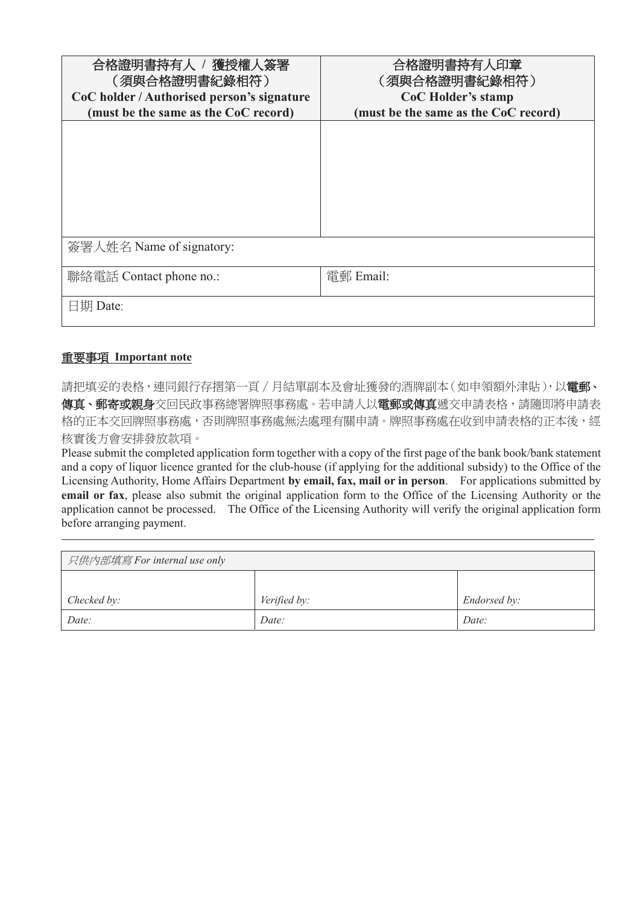| 合格證明書持有人 / 獲授權人簽署<br>（須與合格證明書紀錄相符）<br>**CoC holder / Authorised person's signature**<br>**(must be the same as the CoC record)** | 合格證明書持有人印章<br>（須與合格證明書紀錄相符）<br>**CoC Holder's stamp**<br>**(must be the same as the CoC record)** |
| --- | --- |
| | |
| 簽署人姓名 Name of signatory: | |
| 聯絡電話 Contact phone no.: | 電郵 Email: |
| 日期 Date: | |

**重要事項 Important note**

請把填妥的表格，連同銀行存摺第一頁／月結單副本及會址獲發的酒牌副本（如申領額外津貼），以**電郵、傳真、郵寄或親身**交回民政事務總署牌照事務處。若申請人以**電郵或傳真**遞交申請表格，請隨即將申請表格的正本交回牌照事務處，否則牌照事務處無法處理有關申請。牌照事務處在收到申請表格的正本後，經核實後方會安排發放款項。

Please submit the completed application form together with a copy of the first page of the bank book/bank statement and a copy of liquor licence granted for the club-house (if applying for the additional subsidy) to the Office of the Licensing Authority, Home Affairs Department **by email, fax, mail or in person**. For applications submitted by **email or fax**, please also submit the original application form to the Office of the Licensing Authority or the application cannot be processed. The Office of the Licensing Authority will verify the original application form before arranging payment.

| *只供內部填寫 For internal use only* | | |
| --- | --- | --- |
| *Checked by:* | *Verified by:* | *Endorsed by:* |
| *Date:* | *Date:* | *Date:* |